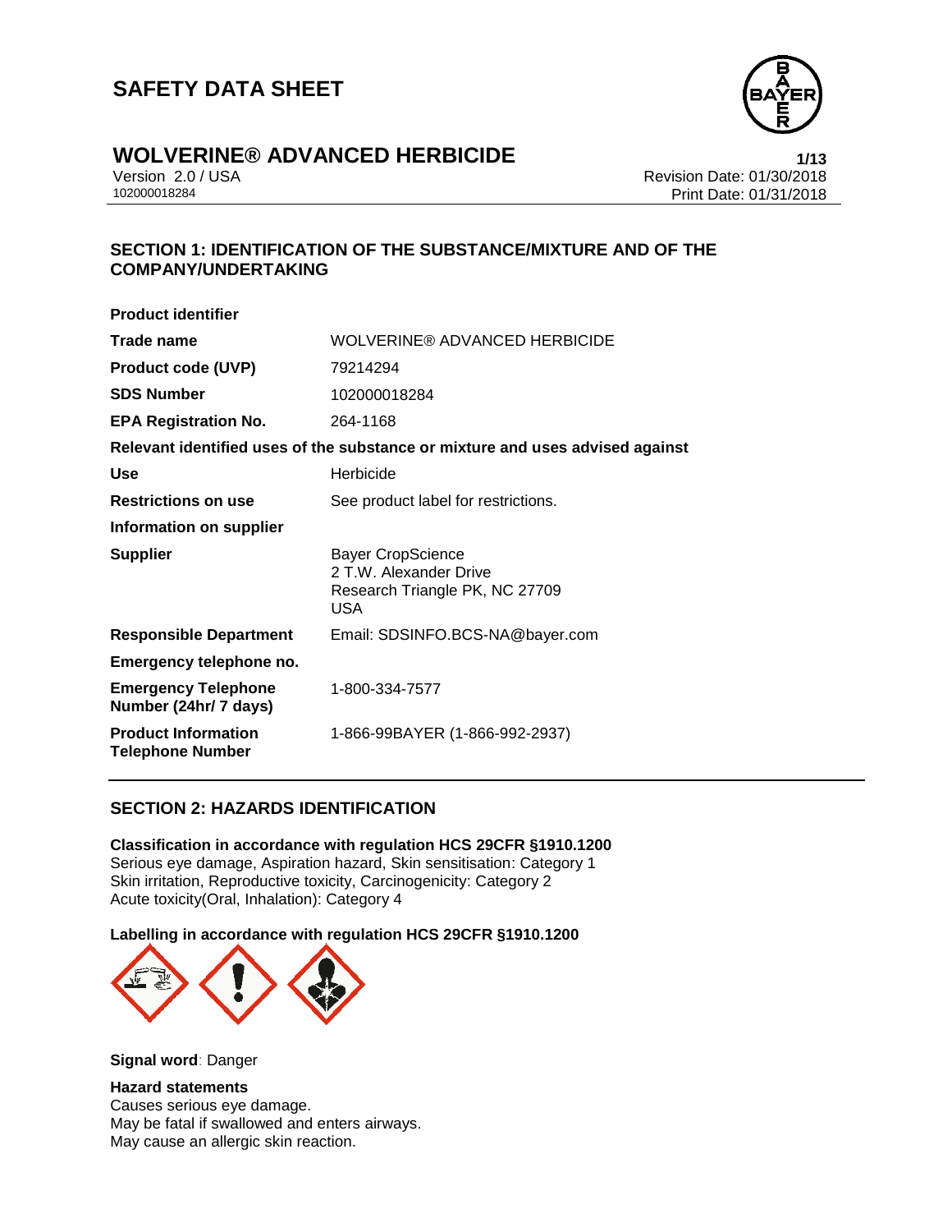# SAFETY DATA SHEET

## WOLVERINE® ADVANCED HERBICIDE

Version 2.0 / USA
102000018284

Revision Date: 01/30/2018
Print Date: 01/31/2018

## SECTION 1: IDENTIFICATION OF THE SUBSTANCE/MIXTURE AND OF THE COMPANY/UNDERTAKING

**Product identifier**

| | |
|---|---|
| **Trade name** | WOLVERINE® ADVANCED HERBICIDE |
| **Product code (UVP)** | 79214294 |
| **SDS Number** | 102000018284 |
| **EPA Registration No.** | 264-1168 |

**Relevant identified uses of the substance or mixture and uses advised against**

| | |
|---|---|
| **Use** | Herbicide |
| **Restrictions on use** | See product label for restrictions. |

**Information on supplier**

| | |
|---|---|
| **Supplier** | Bayer CropScience<br>2 T.W. Alexander Drive<br>Research Triangle PK, NC 27709<br>USA |
| **Responsible Department** | Email: SDSINFO.BCS-NA@bayer.com |

**Emergency telephone no.**

| | |
|---|---|
| **Emergency Telephone Number (24hr/ 7 days)** | 1-800-334-7577 |
| **Product Information Telephone Number** | 1-866-99BAYER (1-866-992-2937) |

## SECTION 2: HAZARDS IDENTIFICATION

**Classification in accordance with regulation HCS 29CFR §1910.1200**
Serious eye damage, Aspiration hazard, Skin sensitisation: Category 1
Skin irritation, Reproductive toxicity, Carcinogenicity: Category 2
Acute toxicity(Oral, Inhalation): Category 4

**Labelling in accordance with regulation HCS 29CFR §1910.1200**

**Signal word**: Danger

**Hazard statements**
Causes serious eye damage.
May be fatal if swallowed and enters airways.
May cause an allergic skin reaction.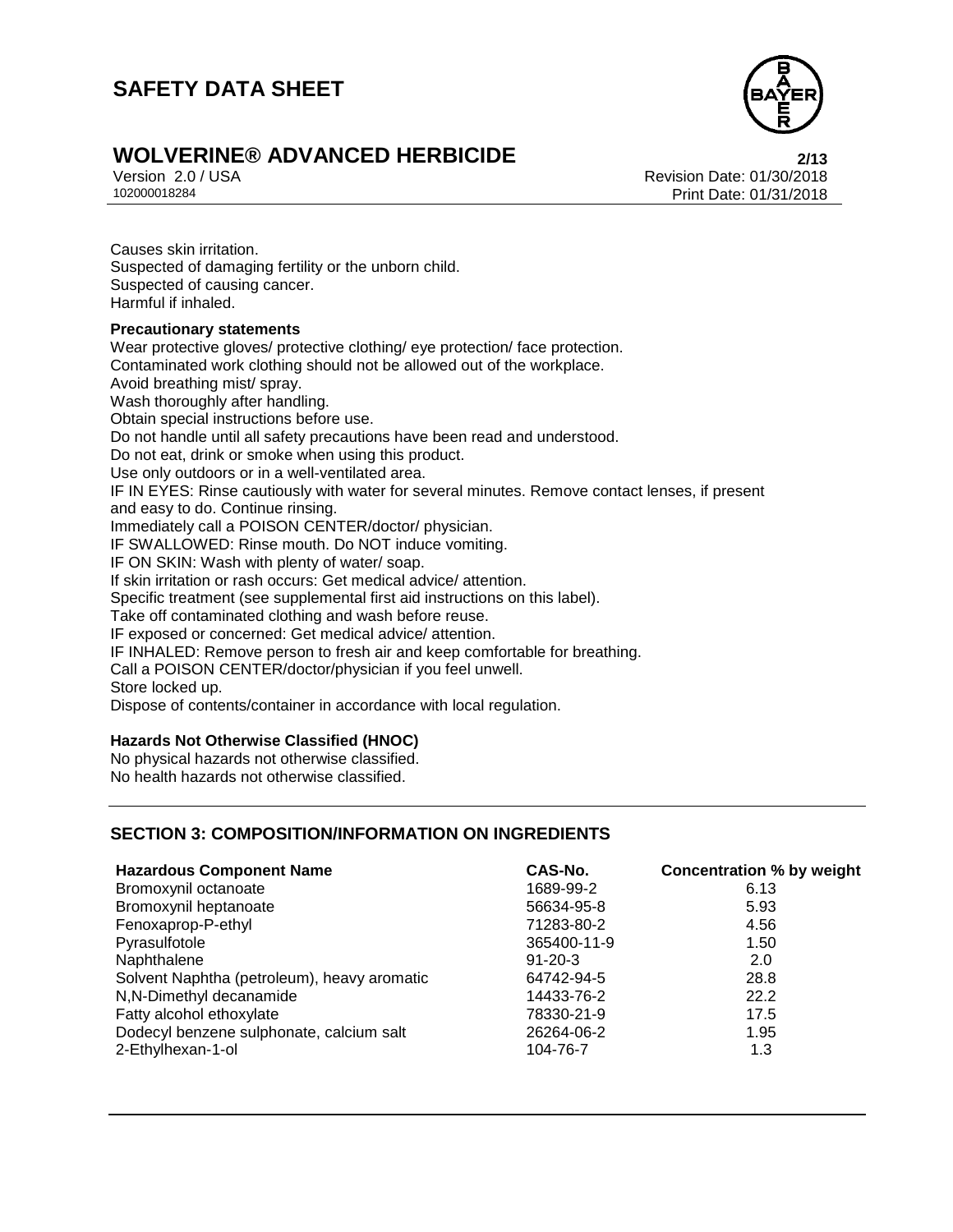Causes skin irritation.
Suspected of damaging fertility or the unborn child.
Suspected of causing cancer.
Harmful if inhaled.

**Precautionary statements**

Wear protective gloves/ protective clothing/ eye protection/ face protection.
Contaminated work clothing should not be allowed out of the workplace.
Avoid breathing mist/ spray.
Wash thoroughly after handling.
Obtain special instructions before use.
Do not handle until all safety precautions have been read and understood.
Do not eat, drink or smoke when using this product.
Use only outdoors or in a well-ventilated area.
IF IN EYES: Rinse cautiously with water for several minutes. Remove contact lenses, if present and easy to do. Continue rinsing.
Immediately call a POISON CENTER/doctor/ physician.
IF SWALLOWED: Rinse mouth. Do NOT induce vomiting.
IF ON SKIN: Wash with plenty of water/ soap.
If skin irritation or rash occurs: Get medical advice/ attention.
Specific treatment (see supplemental first aid instructions on this label).
Take off contaminated clothing and wash before reuse.
IF exposed or concerned: Get medical advice/ attention.
IF INHALED: Remove person to fresh air and keep comfortable for breathing.
Call a POISON CENTER/doctor/physician if you feel unwell.
Store locked up.
Dispose of contents/container in accordance with local regulation.

**Hazards Not Otherwise Classified (HNOC)**

No physical hazards not otherwise classified.
No health hazards not otherwise classified.

## SECTION 3: COMPOSITION/INFORMATION ON INGREDIENTS

| Hazardous Component Name | CAS-No. | Concentration % by weight |
|---|---|---|
| Bromoxynil octanoate | 1689-99-2 | 6.13 |
| Bromoxynil heptanoate | 56634-95-8 | 5.93 |
| Fenoxaprop-P-ethyl | 71283-80-2 | 4.56 |
| Pyrasulfotole | 365400-11-9 | 1.50 |
| Naphthalene | 91-20-3 | 2.0 |
| Solvent Naphtha (petroleum), heavy aromatic | 64742-94-5 | 28.8 |
| N,N-Dimethyl decanamide | 14433-76-2 | 22.2 |
| Fatty alcohol ethoxylate | 78330-21-9 | 17.5 |
| Dodecyl benzene sulphonate, calcium salt | 26264-06-2 | 1.95 |
| 2-Ethylhexan-1-ol | 104-76-7 | 1.3 |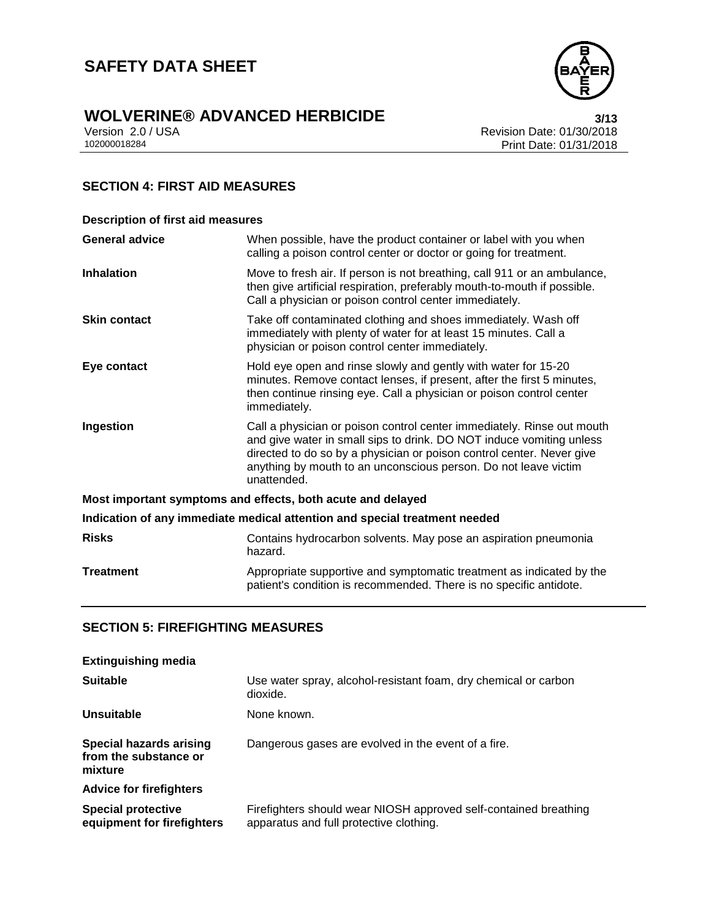## SECTION 4: FIRST AID MEASURES

**Description of first aid measures**

| | |
|---|---|
| **General advice** | When possible, have the product container or label with you when calling a poison control center or doctor or going for treatment. |
| **Inhalation** | Move to fresh air. If person is not breathing, call 911 or an ambulance, then give artificial respiration, preferably mouth-to-mouth if possible. Call a physician or poison control center immediately. |
| **Skin contact** | Take off contaminated clothing and shoes immediately. Wash off immediately with plenty of water for at least 15 minutes. Call a physician or poison control center immediately. |
| **Eye contact** | Hold eye open and rinse slowly and gently with water for 15-20 minutes. Remove contact lenses, if present, after the first 5 minutes, then continue rinsing eye. Call a physician or poison control center immediately. |
| **Ingestion** | Call a physician or poison control center immediately. Rinse out mouth and give water in small sips to drink. DO NOT induce vomiting unless directed to do so by a physician or poison control center. Never give anything by mouth to an unconscious person. Do not leave victim unattended. |

**Most important symptoms and effects, both acute and delayed**

**Indication of any immediate medical attention and special treatment needed**

| | |
|---|---|
| **Risks** | Contains hydrocarbon solvents. May pose an aspiration pneumonia hazard. |
| **Treatment** | Appropriate supportive and symptomatic treatment as indicated by the patient's condition is recommended. There is no specific antidote. |

## SECTION 5: FIREFIGHTING MEASURES

**Extinguishing media**

| | |
|---|---|
| **Suitable** | Use water spray, alcohol-resistant foam, dry chemical or carbon dioxide. |
| **Unsuitable** | None known. |
| **Special hazards arising from the substance or mixture** | Dangerous gases are evolved in the event of a fire. |

**Advice for firefighters**

| | |
|---|---|
| **Special protective equipment for firefighters** | Firefighters should wear NIOSH approved self-contained breathing apparatus and full protective clothing. |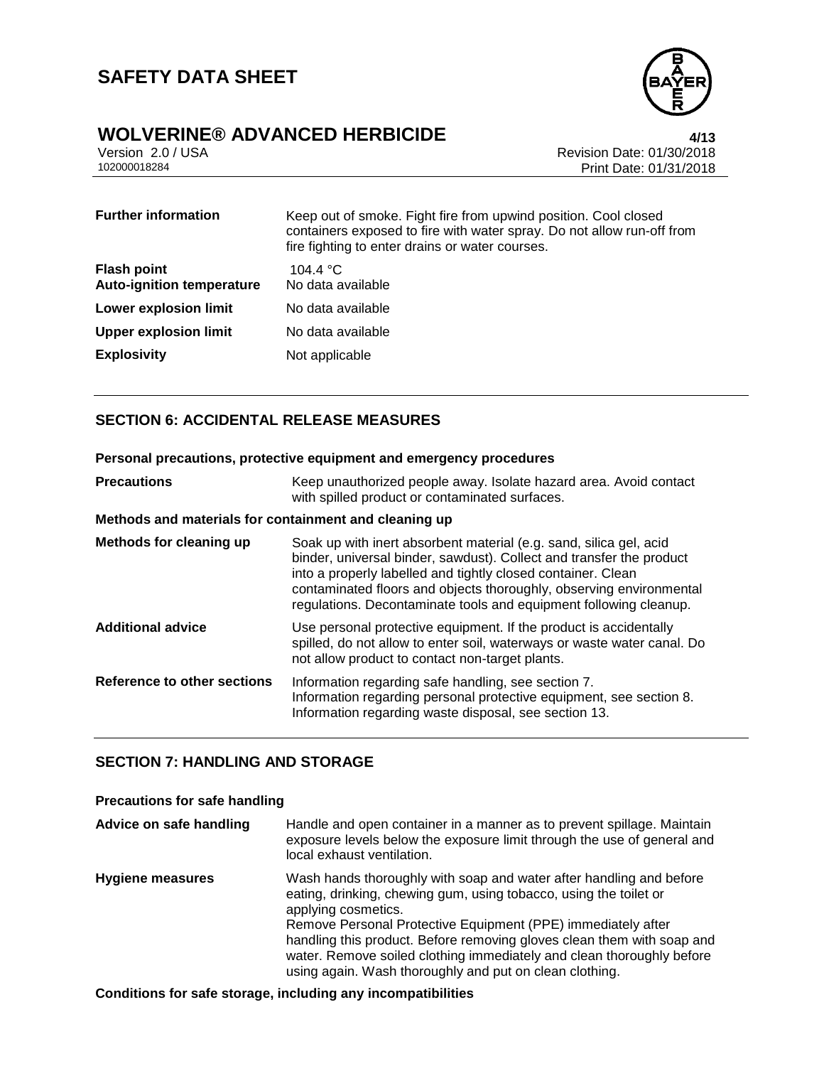| | |
|---|---|
| **Further information** | Keep out of smoke. Fight fire from upwind position. Cool closed containers exposed to fire with water spray. Do not allow run-off from fire fighting to enter drains or water courses. |
| **Flash point** | 104.4 °C |
| **Auto-ignition temperature** | No data available |
| **Lower explosion limit** | No data available |
| **Upper explosion limit** | No data available |
| **Explosivity** | Not applicable |

## SECTION 6: ACCIDENTAL RELEASE MEASURES

### Personal precautions, protective equipment and emergency procedures

| | |
|---|---|
| **Precautions** | Keep unauthorized people away. Isolate hazard area. Avoid contact with spilled product or contaminated surfaces. |

### Methods and materials for containment and cleaning up

| | |
|---|---|
| **Methods for cleaning up** | Soak up with inert absorbent material (e.g. sand, silica gel, acid binder, universal binder, sawdust). Collect and transfer the product into a properly labelled and tightly closed container. Clean contaminated floors and objects thoroughly, observing environmental regulations. Decontaminate tools and equipment following cleanup. |
| **Additional advice** | Use personal protective equipment. If the product is accidentally spilled, do not allow to enter soil, waterways or waste water canal. Do not allow product to contact non-target plants. |
| **Reference to other sections** | Information regarding safe handling, see section 7.<br>Information regarding personal protective equipment, see section 8.<br>Information regarding waste disposal, see section 13. |

## SECTION 7: HANDLING AND STORAGE

### Precautions for safe handling

| | |
|---|---|
| **Advice on safe handling** | Handle and open container in a manner as to prevent spillage. Maintain exposure levels below the exposure limit through the use of general and local exhaust ventilation. |
| **Hygiene measures** | Wash hands thoroughly with soap and water after handling and before eating, drinking, chewing gum, using tobacco, using the toilet or applying cosmetics.<br>Remove Personal Protective Equipment (PPE) immediately after handling this product. Before removing gloves clean them with soap and water. Remove soiled clothing immediately and clean thoroughly before using again. Wash thoroughly and put on clean clothing. |

### Conditions for safe storage, including any incompatibilities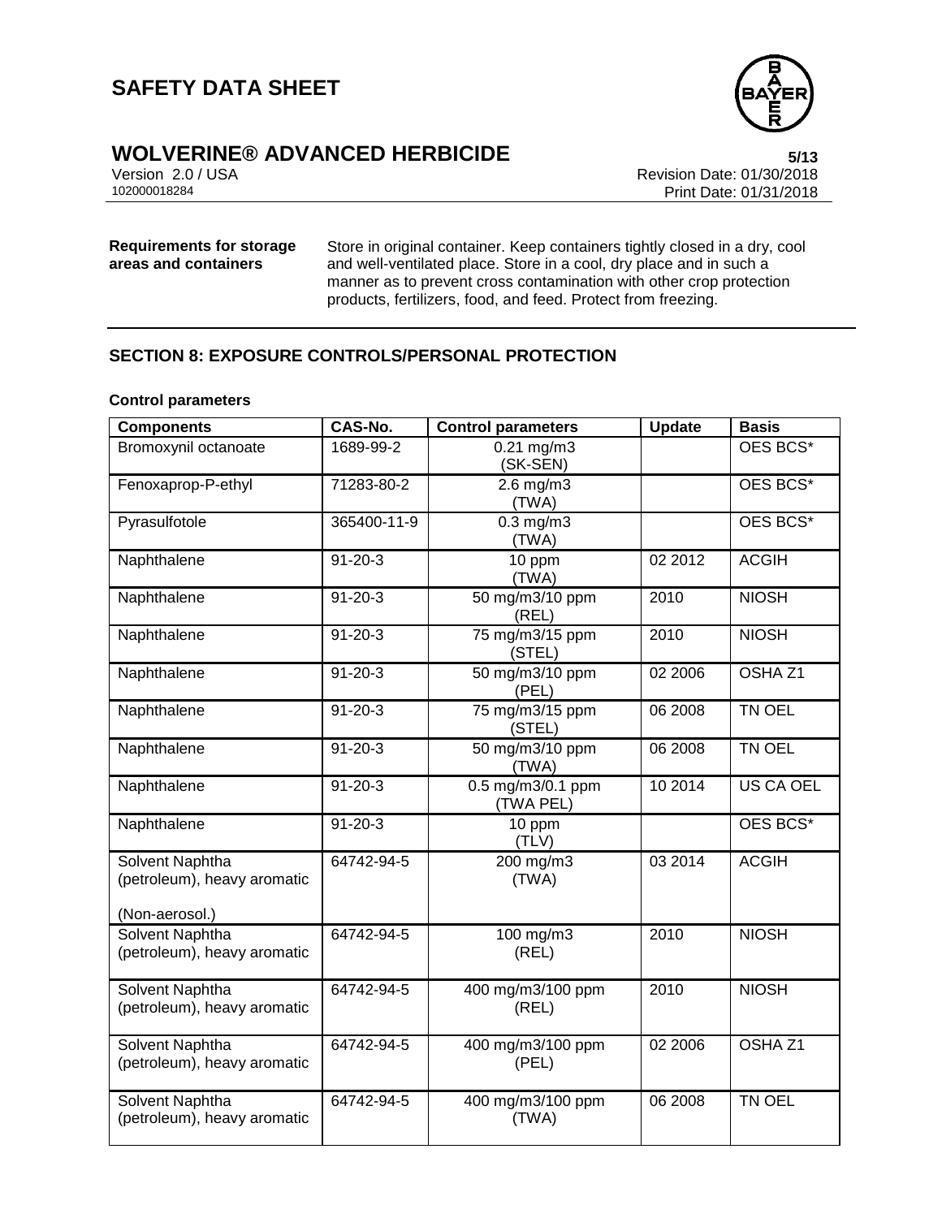**Requirements for storage areas and containers**

Store in original container. Keep containers tightly closed in a dry, cool and well-ventilated place. Store in a cool, dry place and in such a manner as to prevent cross contamination with other crop protection products, fertilizers, food, and feed. Protect from freezing.

## SECTION 8: EXPOSURE CONTROLS/PERSONAL PROTECTION

**Control parameters**

| Components | CAS-No. | Control parameters | Update | Basis |
|---|---|---|---|---|
| Bromoxynil octanoate | 1689-99-2 | 0.21 mg/m3 (SK-SEN) | | OES BCS* |
| Fenoxaprop-P-ethyl | 71283-80-2 | 2.6 mg/m3 (TWA) | | OES BCS* |
| Pyrasulfotole | 365400-11-9 | 0.3 mg/m3 (TWA) | | OES BCS* |
| Naphthalene | 91-20-3 | 10 ppm (TWA) | 02 2012 | ACGIH |
| Naphthalene | 91-20-3 | 50 mg/m3/10 ppm (REL) | 2010 | NIOSH |
| Naphthalene | 91-20-3 | 75 mg/m3/15 ppm (STEL) | 2010 | NIOSH |
| Naphthalene | 91-20-3 | 50 mg/m3/10 ppm (PEL) | 02 2006 | OSHA Z1 |
| Naphthalene | 91-20-3 | 75 mg/m3/15 ppm (STEL) | 06 2008 | TN OEL |
| Naphthalene | 91-20-3 | 50 mg/m3/10 ppm (TWA) | 06 2008 | TN OEL |
| Naphthalene | 91-20-3 | 0.5 mg/m3/0.1 ppm (TWA PEL) | 10 2014 | US CA OEL |
| Naphthalene | 91-20-3 | 10 ppm (TLV) | | OES BCS* |
| Solvent Naphtha (petroleum), heavy aromatic (Non-aerosol.) | 64742-94-5 | 200 mg/m3 (TWA) | 03 2014 | ACGIH |
| Solvent Naphtha (petroleum), heavy aromatic | 64742-94-5 | 100 mg/m3 (REL) | 2010 | NIOSH |
| Solvent Naphtha (petroleum), heavy aromatic | 64742-94-5 | 400 mg/m3/100 ppm (REL) | 2010 | NIOSH |
| Solvent Naphtha (petroleum), heavy aromatic | 64742-94-5 | 400 mg/m3/100 ppm (PEL) | 02 2006 | OSHA Z1 |
| Solvent Naphtha (petroleum), heavy aromatic | 64742-94-5 | 400 mg/m3/100 ppm (TWA) | 06 2008 | TN OEL |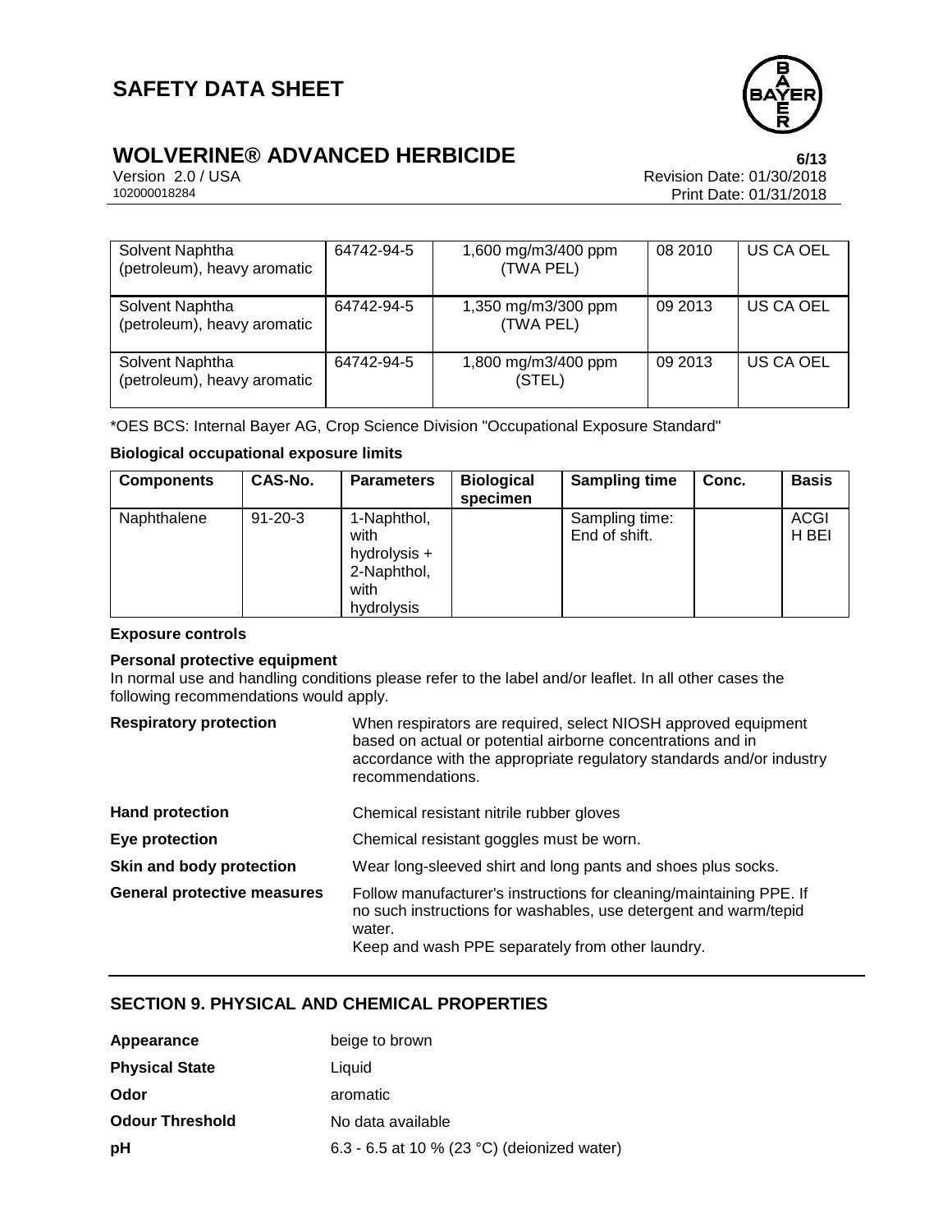| Solvent Naphtha (petroleum), heavy aromatic | 64742-94-5 | 1,600 mg/m3/400 ppm (TWA PEL) | 08 2010 | US CA OEL |
|---|---|---|---|---|
| Solvent Naphtha (petroleum), heavy aromatic | 64742-94-5 | 1,350 mg/m3/300 ppm (TWA PEL) | 09 2013 | US CA OEL |
| Solvent Naphtha (petroleum), heavy aromatic | 64742-94-5 | 1,800 mg/m3/400 ppm (STEL) | 09 2013 | US CA OEL |

*OES BCS: Internal Bayer AG, Crop Science Division "Occupational Exposure Standard"

**Biological occupational exposure limits**

| Components | CAS-No. | Parameters | Biological specimen | Sampling time | Conc. | Basis |
|---|---|---|---|---|---|---|
| Naphthalene | 91-20-3 | 1-Naphthol, with hydrolysis + 2-Naphthol, with hydrolysis | | Sampling time: End of shift. | | ACGIH BEI |

**Exposure controls**

**Personal protective equipment**

In normal use and handling conditions please refer to the label and/or leaflet. In all other cases the following recommendations would apply.

| | |
|---|---|
| **Respiratory protection** | When respirators are required, select NIOSH approved equipment based on actual or potential airborne concentrations and in accordance with the appropriate regulatory standards and/or industry recommendations. |
| **Hand protection** | Chemical resistant nitrile rubber gloves |
| **Eye protection** | Chemical resistant goggles must be worn. |
| **Skin and body protection** | Wear long-sleeved shirt and long pants and shoes plus socks. |
| **General protective measures** | Follow manufacturer's instructions for cleaning/maintaining PPE. If no such instructions for washables, use detergent and warm/tepid water.<br>Keep and wash PPE separately from other laundry. |

## SECTION 9. PHYSICAL AND CHEMICAL PROPERTIES

| | |
|---|---|
| **Appearance** | beige to brown |
| **Physical State** | Liquid |
| **Odor** | aromatic |
| **Odour Threshold** | No data available |
| **pH** | 6.3 - 6.5 at 10 % (23 °C) (deionized water) |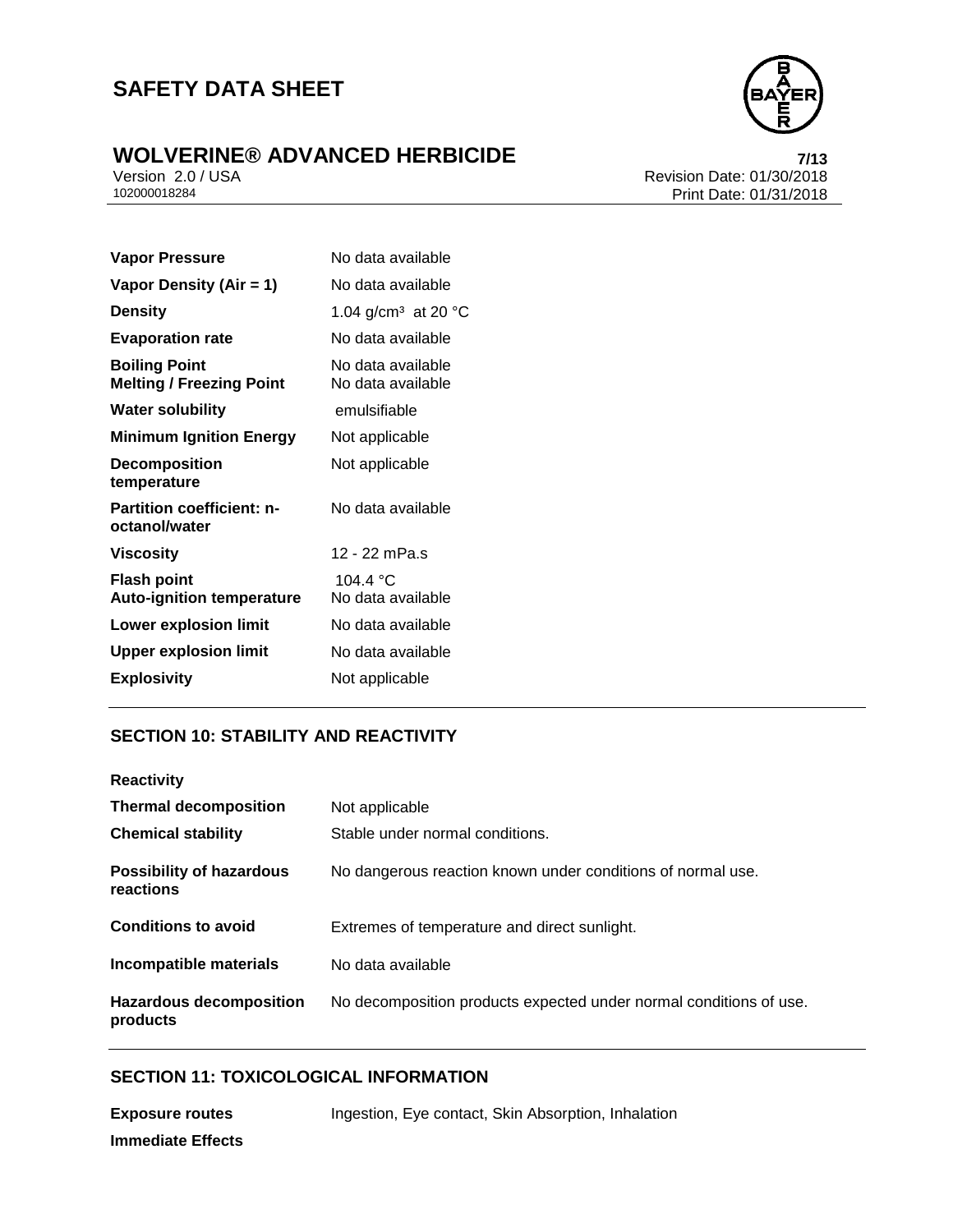| | |
|---|---|
| **Vapor Pressure** | No data available |
| **Vapor Density (Air = 1)** | No data available |
| **Density** | 1.04 g/cm³ at 20 °C |
| **Evaporation rate** | No data available |
| **Boiling Point** | No data available |
| **Melting / Freezing Point** | No data available |
| **Water solubility** | emulsifiable |
| **Minimum Ignition Energy** | Not applicable |
| **Decomposition temperature** | Not applicable |
| **Partition coefficient: n-octanol/water** | No data available |
| **Viscosity** | 12 - 22 mPa.s |
| **Flash point** | 104.4 °C |
| **Auto-ignition temperature** | No data available |
| **Lower explosion limit** | No data available |
| **Upper explosion limit** | No data available |
| **Explosivity** | Not applicable |

## SECTION 10: STABILITY AND REACTIVITY

**Reactivity**

| | |
|---|---|
| **Thermal decomposition** | Not applicable |
| **Chemical stability** | Stable under normal conditions. |
| **Possibility of hazardous reactions** | No dangerous reaction known under conditions of normal use. |
| **Conditions to avoid** | Extremes of temperature and direct sunlight. |
| **Incompatible materials** | No data available |
| **Hazardous decomposition products** | No decomposition products expected under normal conditions of use. |

## SECTION 11: TOXICOLOGICAL INFORMATION

| | |
|---|---|
| **Exposure routes** | Ingestion, Eye contact, Skin Absorption, Inhalation |

**Immediate Effects**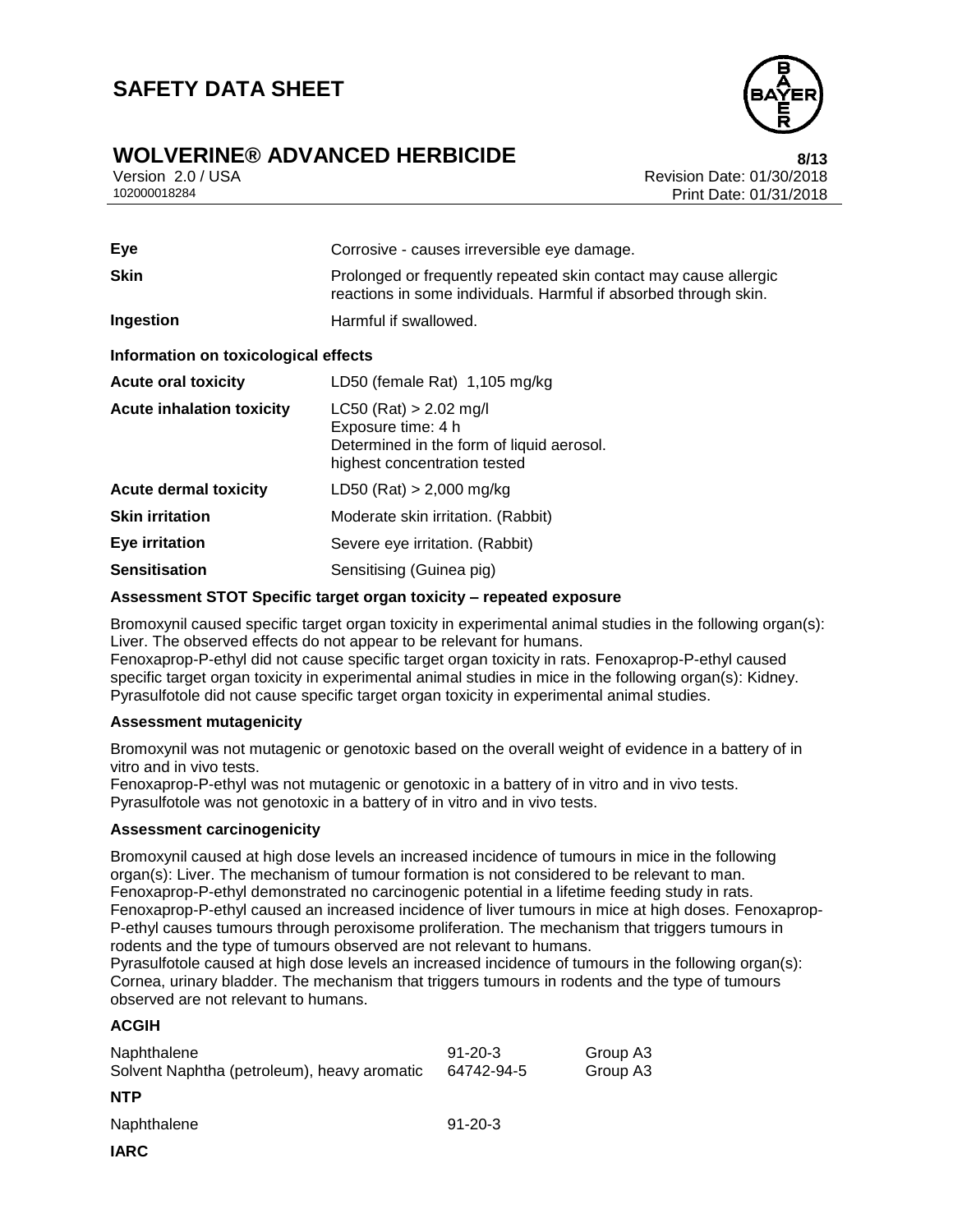| | |
|---|---|
| **Eye** | Corrosive - causes irreversible eye damage. |
| **Skin** | Prolonged or frequently repeated skin contact may cause allergic reactions in some individuals. Harmful if absorbed through skin. |
| **Ingestion** | Harmful if swallowed. |

**Information on toxicological effects**

| | |
|---|---|
| **Acute oral toxicity** | LD50 (female Rat) 1,105 mg/kg |
| **Acute inhalation toxicity** | LC50 (Rat) > 2.02 mg/l<br>Exposure time: 4 h<br>Determined in the form of liquid aerosol.<br>highest concentration tested |
| **Acute dermal toxicity** | LD50 (Rat) > 2,000 mg/kg |
| **Skin irritation** | Moderate skin irritation. (Rabbit) |
| **Eye irritation** | Severe eye irritation. (Rabbit) |
| **Sensitisation** | Sensitising (Guinea pig) |

**Assessment STOT Specific target organ toxicity – repeated exposure**

Bromoxynil caused specific target organ toxicity in experimental animal studies in the following organ(s): Liver. The observed effects do not appear to be relevant for humans.
Fenoxaprop-P-ethyl did not cause specific target organ toxicity in rats. Fenoxaprop-P-ethyl caused specific target organ toxicity in experimental animal studies in mice in the following organ(s): Kidney.
Pyrasulfotole did not cause specific target organ toxicity in experimental animal studies.

**Assessment mutagenicity**

Bromoxynil was not mutagenic or genotoxic based on the overall weight of evidence in a battery of in vitro and in vivo tests.
Fenoxaprop-P-ethyl was not mutagenic or genotoxic in a battery of in vitro and in vivo tests.
Pyrasulfotole was not genotoxic in a battery of in vitro and in vivo tests.

**Assessment carcinogenicity**

Bromoxynil caused at high dose levels an increased incidence of tumours in mice in the following organ(s): Liver. The mechanism of tumour formation is not considered to be relevant to man.
Fenoxaprop-P-ethyl demonstrated no carcinogenic potential in a lifetime feeding study in rats.
Fenoxaprop-P-ethyl caused an increased incidence of liver tumours in mice at high doses. Fenoxaprop-P-ethyl causes tumours through peroxisome proliferation. The mechanism that triggers tumours in rodents and the type of tumours observed are not relevant to humans.
Pyrasulfotole caused at high dose levels an increased incidence of tumours in the following organ(s): Cornea, urinary bladder. The mechanism that triggers tumours in rodents and the type of tumours observed are not relevant to humans.

**ACGIH**

| | | |
|---|---|---|
| Naphthalene | 91-20-3 | Group A3 |
| Solvent Naphtha (petroleum), heavy aromatic | 64742-94-5 | Group A3 |

**NTP**

| | |
|---|---|
| Naphthalene | 91-20-3 |

**IARC**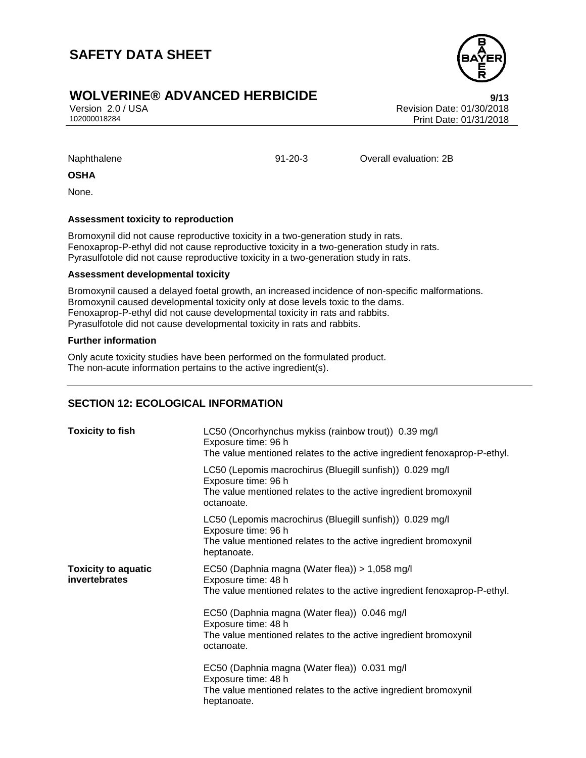| Naphthalene | 91-20-3 | Overall evaluation: 2B |
|---|---|---|

**OSHA**

None.

**Assessment toxicity to reproduction**

Bromoxynil did not cause reproductive toxicity in a two-generation study in rats.
Fenoxaprop-P-ethyl did not cause reproductive toxicity in a two-generation study in rats.
Pyrasulfotole did not cause reproductive toxicity in a two-generation study in rats.

**Assessment developmental toxicity**

Bromoxynil caused a delayed foetal growth, an increased incidence of non-specific malformations.
Bromoxynil caused developmental toxicity only at dose levels toxic to the dams.
Fenoxaprop-P-ethyl did not cause developmental toxicity in rats and rabbits.
Pyrasulfotole did not cause developmental toxicity in rats and rabbits.

**Further information**

Only acute toxicity studies have been performed on the formulated product.
The non-acute information pertains to the active ingredient(s).

## SECTION 12: ECOLOGICAL INFORMATION

| | |
|---|---|
| **Toxicity to fish** | LC50 (Oncorhynchus mykiss (rainbow trout)) 0.39 mg/l<br>Exposure time: 96 h<br>The value mentioned relates to the active ingredient fenoxaprop-P-ethyl. |
| | LC50 (Lepomis macrochirus (Bluegill sunfish)) 0.029 mg/l<br>Exposure time: 96 h<br>The value mentioned relates to the active ingredient bromoxynil octanoate. |
| | LC50 (Lepomis macrochirus (Bluegill sunfish)) 0.029 mg/l<br>Exposure time: 96 h<br>The value mentioned relates to the active ingredient bromoxynil heptanoate. |
| **Toxicity to aquatic invertebrates** | EC50 (Daphnia magna (Water flea)) > 1,058 mg/l<br>Exposure time: 48 h<br>The value mentioned relates to the active ingredient fenoxaprop-P-ethyl. |
| | EC50 (Daphnia magna (Water flea)) 0.046 mg/l<br>Exposure time: 48 h<br>The value mentioned relates to the active ingredient bromoxynil octanoate. |
| | EC50 (Daphnia magna (Water flea)) 0.031 mg/l<br>Exposure time: 48 h<br>The value mentioned relates to the active ingredient bromoxynil heptanoate. |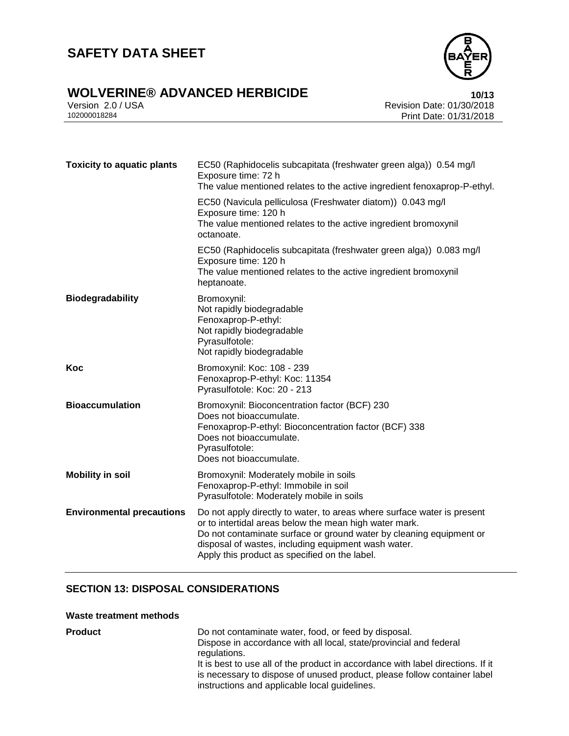| | |
|---|---|
| **Toxicity to aquatic plants** | EC50 (Raphidocelis subcapitata (freshwater green alga)) 0.54 mg/l<br>Exposure time: 72 h<br>The value mentioned relates to the active ingredient fenoxaprop-P-ethyl. |
| | EC50 (Navicula pelliculosa (Freshwater diatom)) 0.043 mg/l<br>Exposure time: 120 h<br>The value mentioned relates to the active ingredient bromoxynil octanoate. |
| | EC50 (Raphidocelis subcapitata (freshwater green alga)) 0.083 mg/l<br>Exposure time: 120 h<br>The value mentioned relates to the active ingredient bromoxynil heptanoate. |
| **Biodegradability** | Bromoxynil:<br>Not rapidly biodegradable<br>Fenoxaprop-P-ethyl:<br>Not rapidly biodegradable<br>Pyrasulfotole:<br>Not rapidly biodegradable |
| **Koc** | Bromoxynil: Koc: 108 - 239<br>Fenoxaprop-P-ethyl: Koc: 11354<br>Pyrasulfotole: Koc: 20 - 213 |
| **Bioaccumulation** | Bromoxynil: Bioconcentration factor (BCF) 230<br>Does not bioaccumulate.<br>Fenoxaprop-P-ethyl: Bioconcentration factor (BCF) 338<br>Does not bioaccumulate.<br>Pyrasulfotole:<br>Does not bioaccumulate. |
| **Mobility in soil** | Bromoxynil: Moderately mobile in soils<br>Fenoxaprop-P-ethyl: Immobile in soil<br>Pyrasulfotole: Moderately mobile in soils |
| **Environmental precautions** | Do not apply directly to water, to areas where surface water is present or to intertidal areas below the mean high water mark.<br>Do not contaminate surface or ground water by cleaning equipment or disposal of wastes, including equipment wash water.<br>Apply this product as specified on the label. |

## SECTION 13: DISPOSAL CONSIDERATIONS

### Waste treatment methods

| | |
|---|---|
| **Product** | Do not contaminate water, food, or feed by disposal.<br>Dispose in accordance with all local, state/provincial and federal regulations.<br>It is best to use all of the product in accordance with label directions. If it is necessary to dispose of unused product, please follow container label instructions and applicable local guidelines. |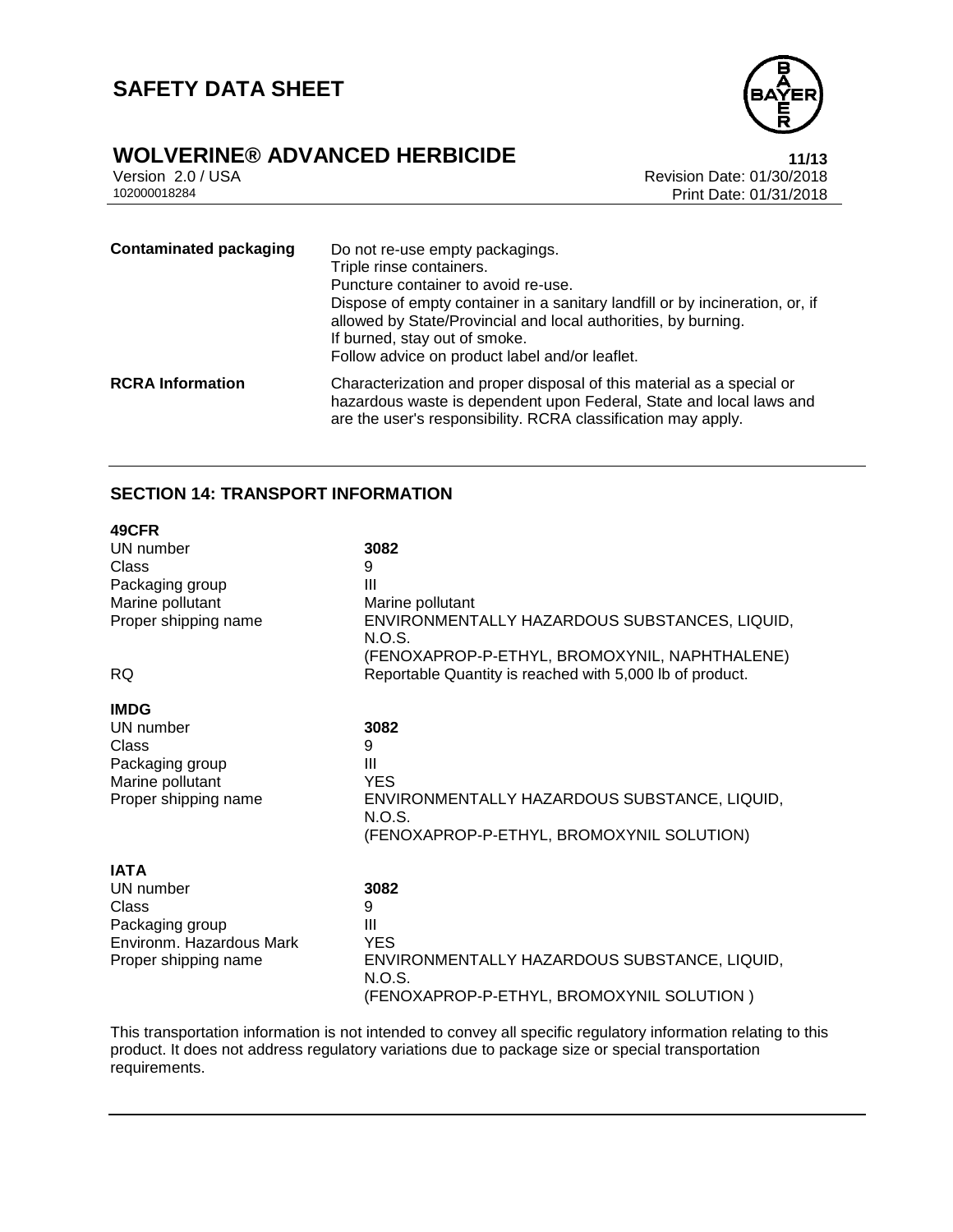| | |
|---|---|
| **Contaminated packaging** | Do not re-use empty packagings.<br>Triple rinse containers.<br>Puncture container to avoid re-use.<br>Dispose of empty container in a sanitary landfill or by incineration, or, if allowed by State/Provincial and local authorities, by burning.<br>If burned, stay out of smoke.<br>Follow advice on product label and/or leaflet. |
| **RCRA Information** | Characterization and proper disposal of this material as a special or hazardous waste is dependent upon Federal, State and local laws and are the user's responsibility. RCRA classification may apply. |

## SECTION 14: TRANSPORT INFORMATION

**49CFR**

| | |
|---|---|
| UN number | **3082** |
| Class | 9 |
| Packaging group | III |
| Marine pollutant | Marine pollutant |
| Proper shipping name | ENVIRONMENTALLY HAZARDOUS SUBSTANCES, LIQUID, N.O.S.<br>(FENOXAPROP-P-ETHYL, BROMOXYNIL, NAPHTHALENE) |
| RQ | Reportable Quantity is reached with 5,000 lb of product. |

**IMDG**

| | |
|---|---|
| UN number | **3082** |
| Class | 9 |
| Packaging group | III |
| Marine pollutant | YES |
| Proper shipping name | ENVIRONMENTALLY HAZARDOUS SUBSTANCE, LIQUID, N.O.S.<br>(FENOXAPROP-P-ETHYL, BROMOXYNIL SOLUTION) |

**IATA**

| | |
|---|---|
| UN number | **3082** |
| Class | 9 |
| Packaging group | III |
| Environm. Hazardous Mark | YES |
| Proper shipping name | ENVIRONMENTALLY HAZARDOUS SUBSTANCE, LIQUID, N.O.S.<br>(FENOXAPROP-P-ETHYL, BROMOXYNIL SOLUTION ) |

This transportation information is not intended to convey all specific regulatory information relating to this product. It does not address regulatory variations due to package size or special transportation requirements.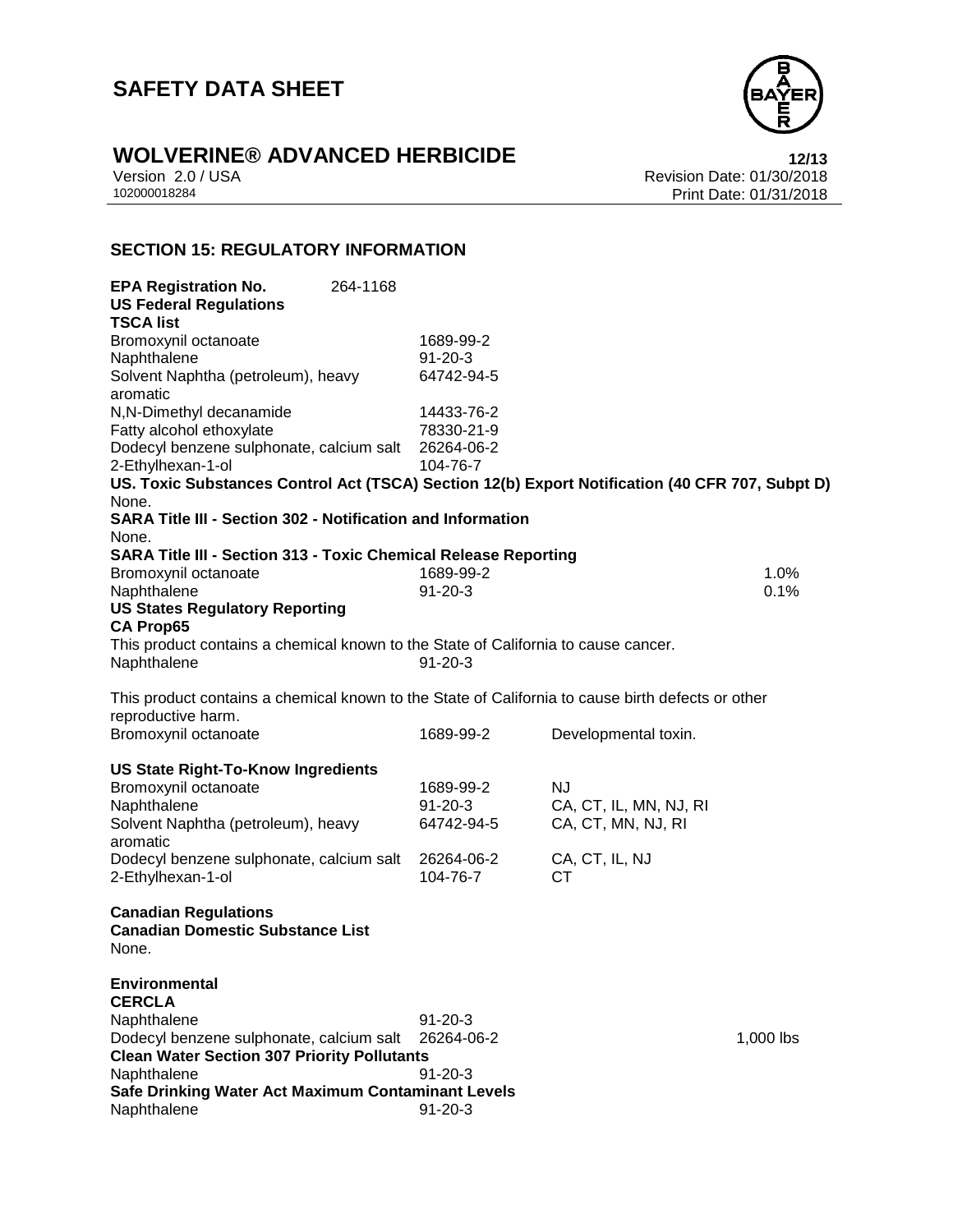## SECTION 15: REGULATORY INFORMATION

**EPA Registration No.** 264-1168

**US Federal Regulations**

**TSCA list**

| | |
|---|---|
| Bromoxynil octanoate | 1689-99-2 |
| Naphthalene | 91-20-3 |
| Solvent Naphtha (petroleum), heavy aromatic | 64742-94-5 |
| N,N-Dimethyl decanamide | 14433-76-2 |
| Fatty alcohol ethoxylate | 78330-21-9 |
| Dodecyl benzene sulphonate, calcium salt | 26264-06-2 |
| 2-Ethylhexan-1-ol | 104-76-7 |

**US. Toxic Substances Control Act (TSCA) Section 12(b) Export Notification (40 CFR 707, Subpt D)**

None.

**SARA Title III - Section 302 - Notification and Information**

None.

**SARA Title III - Section 313 - Toxic Chemical Release Reporting**

| | | |
|---|---|---|
| Bromoxynil octanoate | 1689-99-2 | 1.0% |
| Naphthalene | 91-20-3 | 0.1% |

**US States Regulatory Reporting**

**CA Prop65**

This product contains a chemical known to the State of California to cause cancer.

| | |
|---|---|
| Naphthalene | 91-20-3 |

This product contains a chemical known to the State of California to cause birth defects or other reproductive harm.

| | | |
|---|---|---|
| Bromoxynil octanoate | 1689-99-2 | Developmental toxin. |

**US State Right-To-Know Ingredients**

| | | |
|---|---|---|
| Bromoxynil octanoate | 1689-99-2 | NJ |
| Naphthalene | 91-20-3 | CA, CT, IL, MN, NJ, RI |
| Solvent Naphtha (petroleum), heavy aromatic | 64742-94-5 | CA, CT, MN, NJ, RI |
| Dodecyl benzene sulphonate, calcium salt | 26264-06-2 | CA, CT, IL, NJ |
| 2-Ethylhexan-1-ol | 104-76-7 | CT |

**Canadian Regulations**

**Canadian Domestic Substance List**

None.

**Environmental**

**CERCLA**

| | | |
|---|---|---|
| Naphthalene | 91-20-3 | |
| Dodecyl benzene sulphonate, calcium salt | 26264-06-2 | 1,000 lbs |

**Clean Water Section 307 Priority Pollutants**

| | |
|---|---|
| Naphthalene | 91-20-3 |

**Safe Drinking Water Act Maximum Contaminant Levels**

| | |
|---|---|
| Naphthalene | 91-20-3 |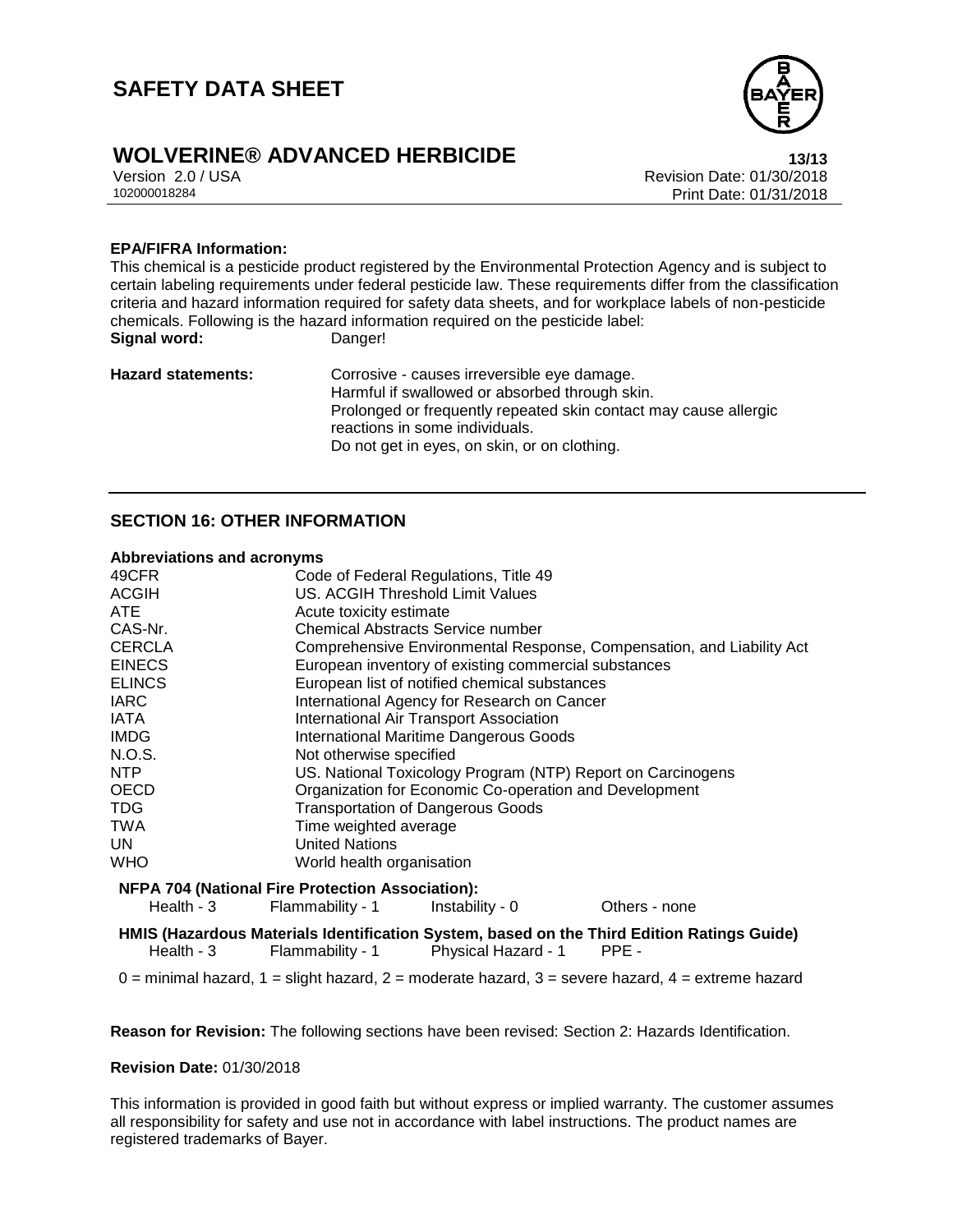**EPA/FIFRA Information:**

This chemical is a pesticide product registered by the Environmental Protection Agency and is subject to certain labeling requirements under federal pesticide law. These requirements differ from the classification criteria and hazard information required for safety data sheets, and for workplace labels of non-pesticide chemicals. Following is the hazard information required on the pesticide label:

| | |
|---|---|
| **Signal word:** | Danger! |
| **Hazard statements:** | Corrosive - causes irreversible eye damage.<br>Harmful if swallowed or absorbed through skin.<br>Prolonged or frequently repeated skin contact may cause allergic reactions in some individuals.<br>Do not get in eyes, on skin, or on clothing. |

## SECTION 16: OTHER INFORMATION

**Abbreviations and acronyms**

| | |
|---|---|
| 49CFR | Code of Federal Regulations, Title 49 |
| ACGIH | US. ACGIH Threshold Limit Values |
| ATE | Acute toxicity estimate |
| CAS-Nr. | Chemical Abstracts Service number |
| CERCLA | Comprehensive Environmental Response, Compensation, and Liability Act |
| EINECS | European inventory of existing commercial substances |
| ELINCS | European list of notified chemical substances |
| IARC | International Agency for Research on Cancer |
| IATA | International Air Transport Association |
| IMDG | International Maritime Dangerous Goods |
| N.O.S. | Not otherwise specified |
| NTP | US. National Toxicology Program (NTP) Report on Carcinogens |
| OECD | Organization for Economic Co-operation and Development |
| TDG | Transportation of Dangerous Goods |
| TWA | Time weighted average |
| UN | United Nations |
| WHO | World health organisation |

**NFPA 704 (National Fire Protection Association):**

| | | | |
|---|---|---|---|
| Health - 3 | Flammability - 1 | Instability - 0 | Others - none |

**HMIS (Hazardous Materials Identification System, based on the Third Edition Ratings Guide)**

| | | | |
|---|---|---|---|
| Health - 3 | Flammability - 1 | Physical Hazard - 1 | PPE - |

0 = minimal hazard, 1 = slight hazard, 2 = moderate hazard, 3 = severe hazard, 4 = extreme hazard

**Reason for Revision:** The following sections have been revised: Section 2: Hazards Identification.

**Revision Date:** 01/30/2018

This information is provided in good faith but without express or implied warranty. The customer assumes all responsibility for safety and use not in accordance with label instructions. The product names are registered trademarks of Bayer.